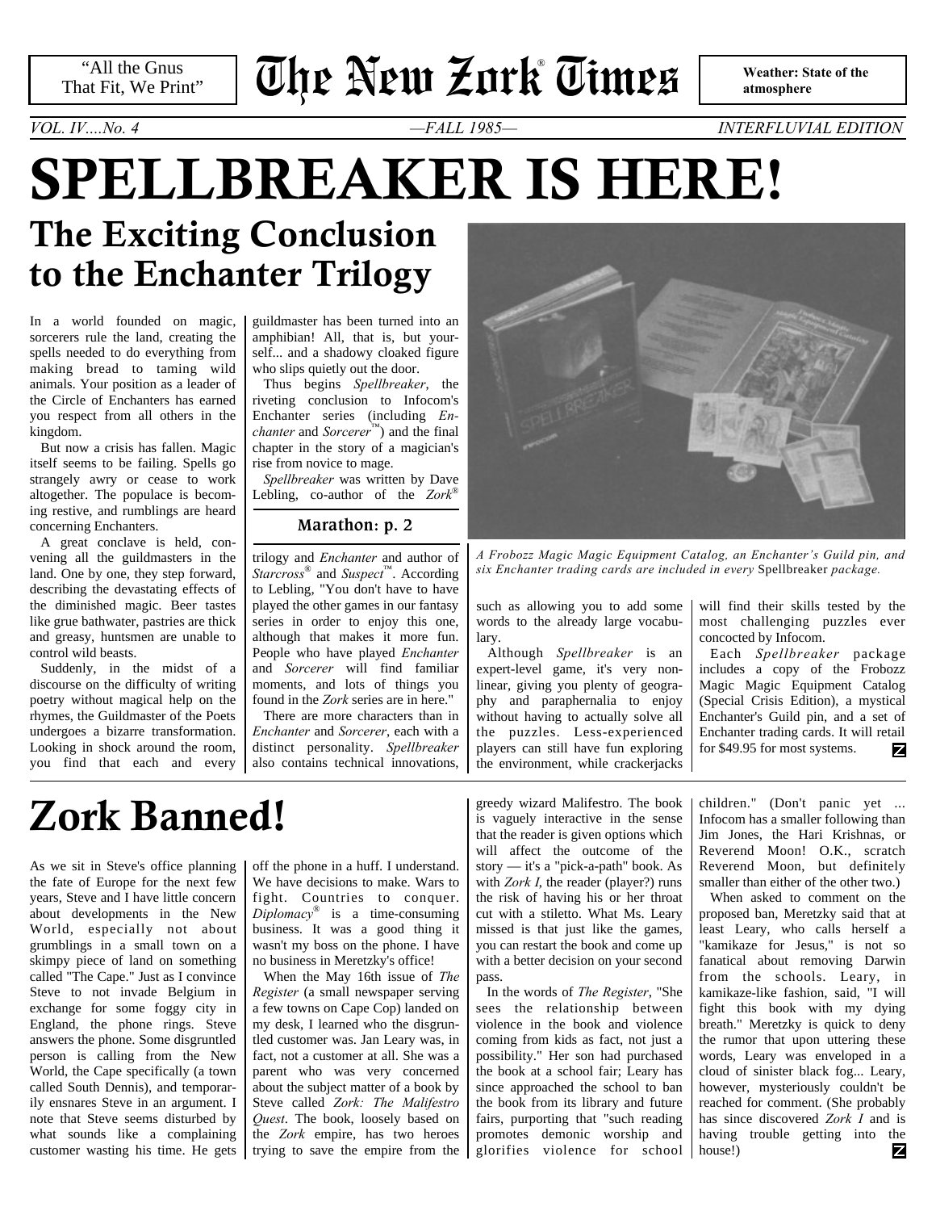"All the Gnus That Fit, We Print"

# The New Zork® Times

**Weather: State of the atmosphere**

*VOL. IV....No. 4* —*FALL 1985*— *INTERFLUVIAL EDITION*

# SPELLBREAKER IS HERE!

## The Exciting Conclusion to the Enchanter Trilogy

In a world founded on magic, sorcerers rule the land, creating the spells needed to do everything from making bread to taming wild animals. Your position as a leader of the Circle of Enchanters has earned you respect from all others in the kingdom.

But now a crisis has fallen. Magic itself seems to be failing. Spells go strangely awry or cease to work altogether. The populace is becoming restive, and rumblings are heard concerning Enchanters.

A great conclave is held, convening all the guildmasters in the land. One by one, they step forward, describing the devastating effects of the diminished magic. Beer tastes like grue bathwater, pastries are thick and greasy, huntsmen are unable to control wild beasts.

Suddenly, in the midst of a discourse on the difficulty of writing poetry without magical help on the rhymes, the Guildmaster of the Poets undergoes a bizarre transformation. Looking in shock around the room, you find that each and every guildmaster has been turned into an amphibian! All, that is, but yourself... and a shadowy cloaked figure who slips quietly out the door.

Thus begins *Spellbreaker*, the riveting conclusion to Infocom's Enchanter series (including *Enchanter* and *Sorcerer*™) and the final chapter in the story of a magician's rise from novice to mage.

*Spellbreaker* was written by Dave Lebling, co-author of the *Zork*® trilogy and *Enchanter* and author of *Starcross*® and *Suspect*™. According to Lebling, "You don't have to have played the other games in our fantasy series in order to enjoy this one, although that makes it more fun. People who have played *Enchanter* and *Sorcerer* will find familiar moments, and lots of things you found in the *Zork* series are in here."

There are more characters than in *Enchanter* and *Sorcerer*, each with a distinct personality. *Spellbreaker* also contains technical innovations, such as allowing you to add some words to the already large vocabulary.

Although *Spellbreaker* is an expert-level game, it's very nonlinear, giving you plenty of geography and paraphernalia to enjoy without having to actually solve all the puzzles. Less-experienced players can still have fun exploring the environment, while crackerjacks will find their skills tested by the most challenging puzzles ever concocted by Infocom.

Each *Spellbreaker* package includes a copy of the Frobozz Magic Magic Equipment Catalog (Special Crisis Edition), a mystical Enchanter's Guild pin, and a set of Enchanter trading cards. It will retail for $49.95 for most systems.

**Marathon: p. 2**

*A Frobozz Magic Magic Equipment Catalog, an Enchanter's Guild pin, and six Enchanter trading cards are included in every* Spellbreaker *package.*

# Zork Banned!

As we sit in Steve's office planning the fate of Europe for the next few years, Steve and I have little concern about developments in the New World, especially not about grumblings in a small town on a skimpy piece of land on something called "The Cape." Just as I convince Steve to not invade Belgium in exchange for some foggy city in England, the phone rings. Steve answers the phone. Some disgruntled person is calling from the New World, the Cape specifically (a town called South Dennis), and temporarily ensnares Steve in an argument. I note that Steve seems disturbed by what sounds like a complaining customer wasting his time. He gets off the phone in a huff. I understand. We have decisions to make. Wars to fight. Countries to conquer. *Diplomacy*® is a time-consuming business. It was a good thing it wasn't my boss on the phone. I have no business in Meretzky's office!

When the May 16th issue of *The Register* (a small newspaper serving a few towns on Cape Cop) landed on my desk, I learned who the disgruntled customer was. Jan Leary was, in fact, not a customer at all. She was a parent who was very concerned about the subject matter of a book by Steve called *Zork: The Malifestro Quest*. The book, loosely based on the *Zork* empire, has two heroes trying to save the empire from the greedy wizard Malifestro. The book is vaguely interactive in the sense that the reader is given options which will affect the outcome of the story — it's a "pick-a-path" book. As with *Zork I*, the reader (player?) runs the risk of having his or her throat cut with a stiletto. What Ms. Leary missed is that just like the games, you can restart the book and come up with a better decision on your second pass.

In the words of *The Register*, "She sees the relationship between violence in the book and violence coming from kids as fact, not just a possibility." Her son had purchased the book at a school fair; Leary has since approached the school to ban the book from its library and future fairs, purporting that "such reading promotes demonic worship and glorifies violence for school children." (Don't panic yet ... Infocom has a smaller following than Jim Jones, the Hari Krishnas, or Reverend Moon! O.K., scratch Reverend Moon, but definitely smaller than either of the other two.)

When asked to comment on the proposed ban, Meretzky said that at least Leary, who calls herself a "kamikaze for Jesus," is not so fanatical about removing Darwin from the schools. Leary, in kamikaze-like fashion, said, "I will fight this book with my dying breath." Meretzky is quick to deny the rumor that upon uttering these words, Leary was enveloped in a cloud of sinister black fog... Leary, however, mysteriously couldn't be reached for comment. (She probably has since discovered *Zork I* and is having trouble getting into the house!)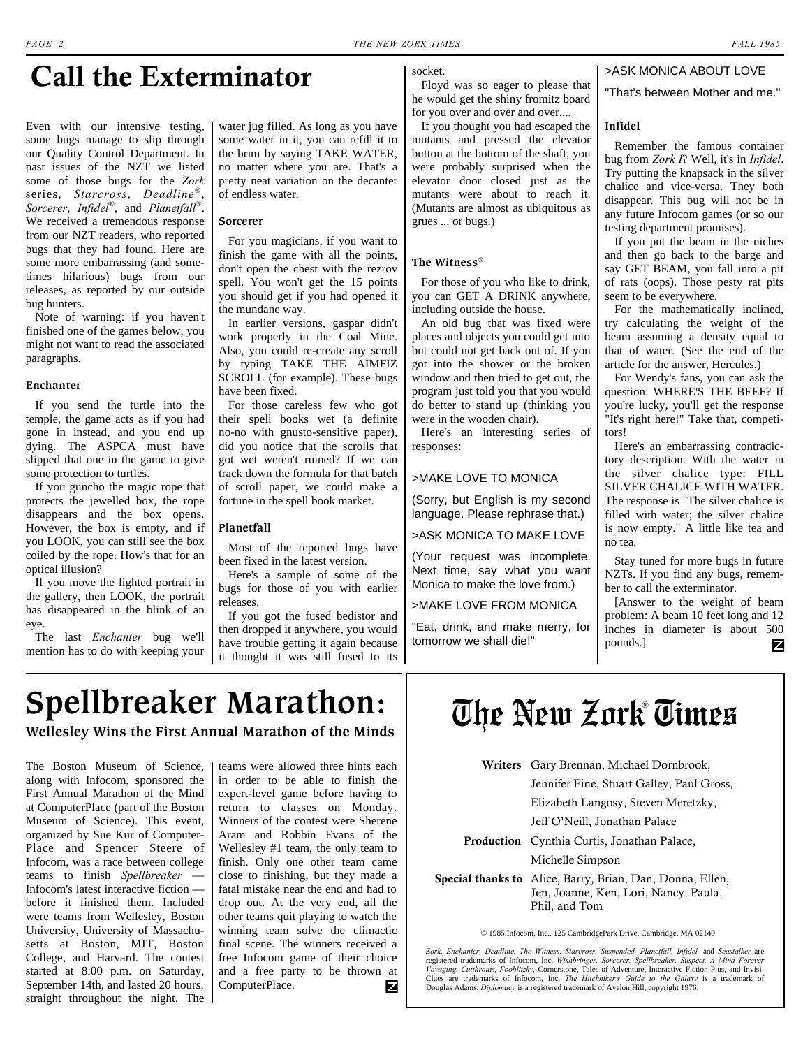# Call the Exterminator

Even with our intensive testing, some bugs manage to slip through our Quality Control Department. In past issues of the NZT we listed some of those bugs for the *Zork* series, *Starcross*, *Deadline*®, *Sorcerer*, *Infidel*®, and *Planetfall*®. We received a tremendous response from our NZT readers, who reported bugs that they had found. Here are some more embarrassing (and sometimes hilarious) bugs from our releases, as reported by our outside bug hunters.

Note of warning: if you haven't finished one of the games below, you might not want to read the associated paragraphs.

### Enchanter

If you send the turtle into the temple, the game acts as if you had gone in instead, and you end up dying. The ASPCA must have slipped that one in the game to give some protection to turtles.

If you guncho the magic rope that protects the jewelled box, the rope disappears and the box opens. However, the box is empty, and if you LOOK, you can still see the box coiled by the rope. How's that for an optical illusion?

If you move the lighted portrait in the gallery, then LOOK, the portrait has disappeared in the blink of an eye.

The last *Enchanter* bug we'll mention has to do with keeping your water jug filled. As long as you have some water in it, you can refill it to the brim by saying TAKE WATER, no matter where you are. That's a pretty neat variation on the decanter of endless water.

### Sorcerer

For you magicians, if you want to finish the game with all the points, don't open the chest with the rezrov spell. You won't get the 15 points you should get if you had opened it the mundane way.

In earlier versions, gaspar didn't work properly in the Coal Mine. Also, you could re-create any scroll by typing TAKE THE AIMFIZ SCROLL (for example). These bugs have been fixed.

For those careless few who got their spell books wet (a definite no-no with gnusto-sensitive paper), did you notice that the scrolls that got wet weren't ruined? If we can track down the formula for that batch of scroll paper, we could make a fortune in the spell book market.

### Planetfall

Most of the reported bugs have been fixed in the latest version.

Here's a sample of some of the bugs for those of you with earlier releases.

If you got the fused bedistor and then dropped it anywhere, you would have trouble getting it again because it thought it was still fused to its socket.

Floyd was so eager to please that he would get the shiny fromitz board for you over and over and over....

If you thought you had escaped the mutants and pressed the elevator button at the bottom of the shaft, you were probably surprised when the elevator door closed just as the mutants were about to reach it. (Mutants are almost as ubiquitous as grues ... or bugs.)

### The Witness®

For those of you who like to drink, you can GET A DRINK anywhere, including outside the house.

An old bug that was fixed were places and objects you could get into but could not get back out of. If you got into the shower or the broken window and then tried to get out, the program just told you that you would do better to stand up (thinking you were in the wooden chair).

Here's an interesting series of responses:

>MAKE LOVE TO MONICA

(Sorry, but English is my second language. Please rephrase that.)

>ASK MONICA TO MAKE LOVE

(Your request was incomplete. Next time, say what you want Monica to make the love from.)

>MAKE LOVE FROM MONICA

"Eat, drink, and make merry, for tomorrow we shall die!"

>ASK MONICA ABOUT LOVE

"That's between Mother and me."

### Infidel

Remember the famous container bug from *Zork I*? Well, it's in *Infidel*. Try putting the knapsack in the silver chalice and vice-versa. They both disappear. This bug will not be in any future Infocom games (or so our testing department promises).

If you put the beam in the niches and then go back to the barge and say GET BEAM, you fall into a pit of rats (oops). Those pesty rat pits seem to be everywhere.

For the mathematically inclined, try calculating the weight of the beam assuming a density equal to that of water. (See the end of the article for the answer, Hercules.)

For Wendy's fans, you can ask the question: WHERE'S THE BEEF? If you're lucky, you'll get the response "It's right here!" Take that, competitors!

Here's an embarrassing contradictory description. With the water in the silver chalice type: FILL SILVER CHALICE WITH WATER. The response is "The silver chalice is filled with water; the silver chalice is now empty." A little like tea and no tea.

Stay tuned for more bugs in future NZTs. If you find any bugs, remember to call the exterminator.

[Answer to the weight of beam problem: A beam 10 feet long and 12 inches in diameter is about 500 pounds.]

# Spellbreaker Marathon:

## Wellesley Wins the First Annual Marathon of the Minds

The Boston Museum of Science, along with Infocom, sponsored the First Annual Marathon of the Mind at ComputerPlace (part of the Boston Museum of Science). This event, organized by Sue Kur of ComputerPlace and Spencer Steere of Infocom, was a race between college teams to finish *Spellbreaker* — Infocom's latest interactive fiction — before it finished them. Included were teams from Wellesley, Boston University, University of Massachusetts at Boston, MIT, Boston College, and Harvard. The contest started at 8:00 p.m. on Saturday, September 14th, and lasted 20 hours, straight throughout the night. The teams were allowed three hints each in order to be able to finish the expert-level game before having to return to classes on Monday. Winners of the contest were Sherene Aram and Robbin Evans of the Wellesley #1 team, the only team to finish. Only one other team came close to finishing, but they made a fatal mistake near the end and had to drop out. At the very end, all the other teams quit playing to watch the winning team solve the climactic final scene. The winners received a free Infocom game of their choice and a free party to be thrown at ComputerPlace.

# The New Zork® Times

**Writers** Gary Brennan, Michael Dornbrook, Jennifer Fine, Stuart Galley, Paul Gross, Elizabeth Langosy, Steven Meretzky, Jeff O'Neill, Jonathan Palace

**Production** Cynthia Curtis, Jonathan Palace, Michelle Simpson

**Special thanks to** Alice, Barry, Brian, Dan, Donna, Ellen, Jen, Joanne, Ken, Lori, Nancy, Paula, Phil, and Tom

© 1985 Infocom, Inc., 125 CambridgePark Drive, Cambridge, MA 02140

*Zork, Enchanter, Deadline, The Witness, Starcross, Suspended, Planetfall, Infidel,* and *Seastalker* are registered trademarks of Infocom, Inc. *Wishbringer, Sorcerer, Spellbreaker, Suspect, A Mind Forever Voyaging, Cutthroats, Fooblitzky,* Cornerstone, Tales of Adventure, Interactive Fiction Plus, and InvisiClues are trademarks of Infocom, Inc. *The Hitchhiker's Guide to the Galaxy* is a trademark of Douglas Adams. *Diplomacy* is a registered trademark of Avalon Hill, copyright 1976.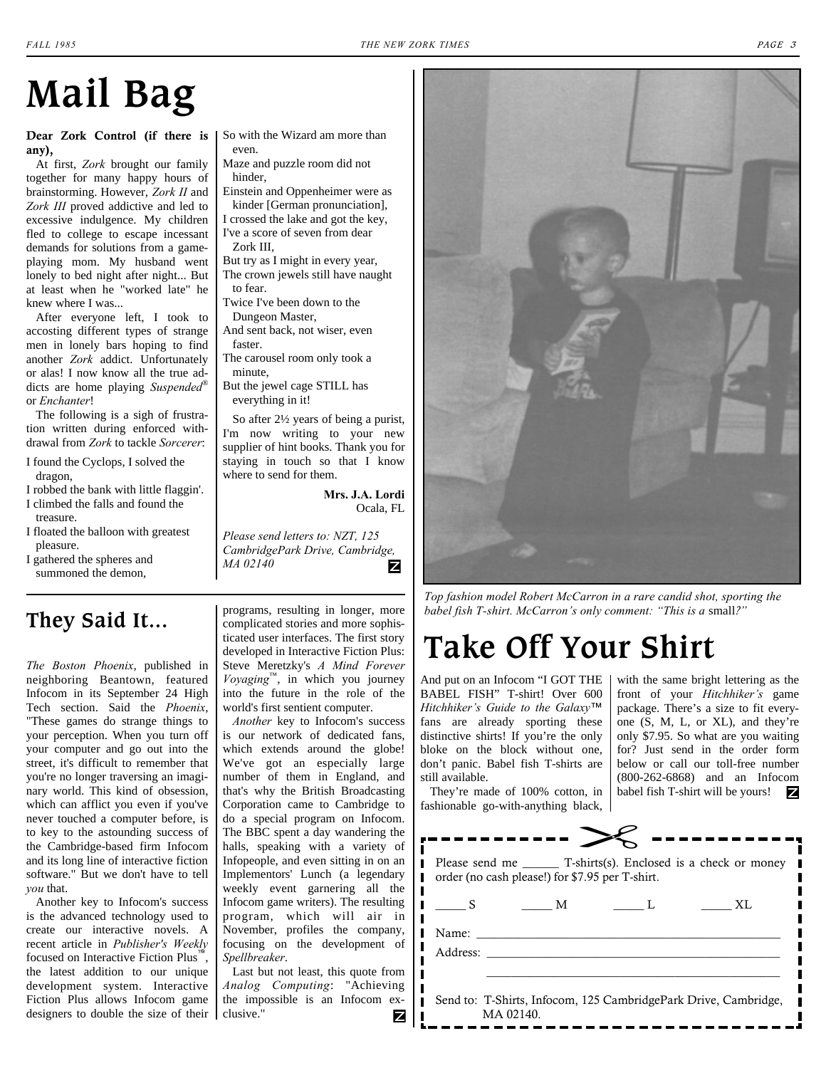# Mail Bag

**Dear Zork Control (if there is any),**

At first, *Zork* brought our family together for many happy hours of brainstorming. However, *Zork II* and *Zork III* proved addictive and led to excessive indulgence. My children fled to college to escape incessant demands for solutions from a game-playing mom. My husband went lonely to bed night after night... But at least when he "worked late" he knew where I was...

After everyone left, I took to accosting different types of strange men in lonely bars hoping to find another *Zork* addict. Unfortunately or alas! I now know all the true addicts are home playing *Suspended*® or *Enchanter*!

The following is a sigh of frustration written during enforced withdrawal from *Zork* to tackle *Sorcerer*:

I found the Cyclops, I solved the dragon,
I robbed the bank with little flaggin'.
I climbed the falls and found the treasure.
I floated the balloon with greatest pleasure.
I gathered the spheres and summoned the demon,
So with the Wizard am more than even.
Maze and puzzle room did not hinder,
Einstein and Oppenheimer were as kinder [German pronunciation],
I crossed the lake and got the key,
I've a score of seven from dear Zork III,
But try as I might in every year,
The crown jewels still have naught to fear.
Twice I've been down to the Dungeon Master,
And sent back, not wiser, even faster.
The carousel room only took a minute,
But the jewel cage STILL has everything in it!

So after 2½ years of being a purist, I'm now writing to your new supplier of hint books. Thank you for staying in touch so that I know where to send for them.

**Mrs. J.A. Lordi**
Ocala, FL

*Please send letters to: NZT, 125 CambridgePark Drive, Cambridge, MA 02140*

*Top fashion model Robert McCarron in a rare candid shot, sporting the babel fish T-shirt. McCarron's only comment: "This is a* small*?"*

## They Said It...

*The Boston Phoenix*, published in neighboring Beantown, featured Infocom in its September 24 High Tech section. Said the *Phoenix*, "These games do strange things to your perception. When you turn off your computer and go out into the street, it's difficult to remember that you're no longer traversing an imaginary world. This kind of obsession, which can afflict you even if you've never touched a computer before, is to key to the astounding success of the Cambridge-based firm Infocom and its long line of interactive fiction software." But we don't have to tell *you* that.

Another key to Infocom's success is the advanced technology used to create our interactive novels. A recent article in *Publisher's Weekly* focused on Interactive Fiction Plus™, the latest addition to our unique development system. Interactive Fiction Plus allows Infocom game designers to double the size of their programs, resulting in longer, more complicated stories and more sophisticated user interfaces. The first story developed in Interactive Fiction Plus: Steve Meretzky's *A Mind Forever Voyaging*™, in which you journey into the future in the role of the world's first sentient computer.

*Another* key to Infocom's success is our network of dedicated fans, which extends around the globe! We've got an especially large number of them in England, and that's why the British Broadcasting Corporation came to Cambridge to do a special program on Infocom. The BBC spent a day wandering the halls, speaking with a variety of Infopeople, and even sitting in on an Implementors' Lunch (a legendary weekly event garnering all the Infocom game writers). The resulting program, which will air in November, profiles the company, focusing on the development of *Spellbreaker*.

Last but not least, this quote from *Analog Computing*: "Achieving the impossible is an Infocom exclusive."

## Take Off Your Shirt

And put on an Infocom "I GOT THE BABEL FISH" T-shirt! Over 600 *Hitchhiker's Guide to the Galaxy*™ fans are already sporting these distinctive shirts! If you're the only bloke on the block without one, don't panic. Babel fish T-shirts are still available.

They're made of 100% cotton, in fashionable go-with-anything black, with the same bright lettering as the front of your *Hitchhiker's* game package. There's a size to fit everyone (S, M, L, or XL), and they're only $7.95. So what are you waiting for? Just send in the order form below or call our toll-free number (800-262-6868) and an Infocom babel fish T-shirt will be yours!

Please send me ______ T-shirts(s). Enclosed is a check or money order (no cash please!) for $7.95 per T-shirt.

_____ S &nbsp;&nbsp; _____ M &nbsp;&nbsp; _____ L &nbsp;&nbsp; _____ XL

Name: ______________________________

Address: ______________________________

______________________________

Send to: T-Shirts, Infocom, 125 CambridgePark Drive, Cambridge, MA 02140.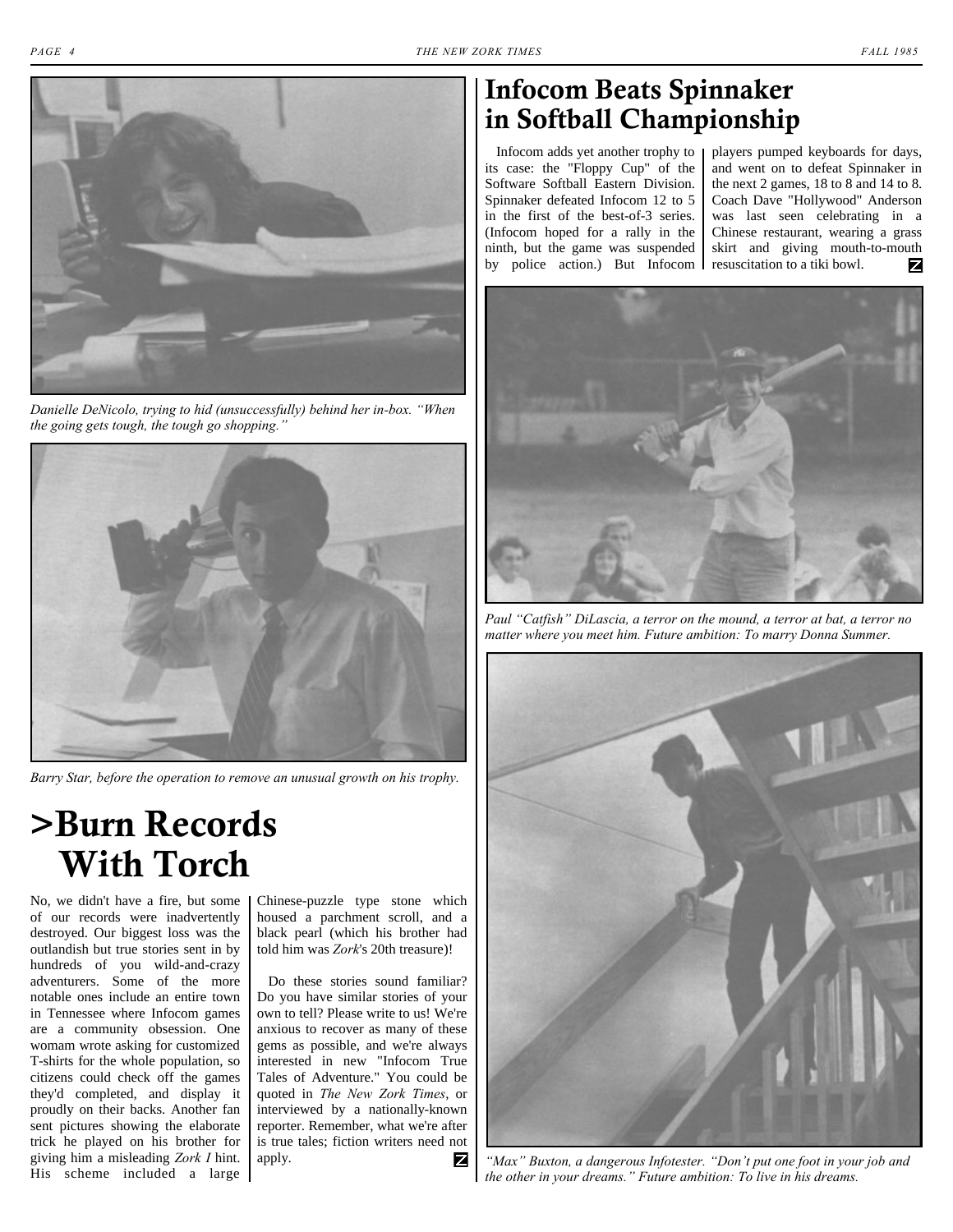*Danielle DeNicolo, trying to hid (unsuccessfully) behind her in-box. "When the going gets tough, the tough go shopping."*

*Barry Star, before the operation to remove an unusual growth on his trophy.*

# >Burn Records With Torch

No, we didn't have a fire, but some of our records were inadvertently destroyed. Our biggest loss was the outlandish but true stories sent in by hundreds of you wild-and-crazy adventurers. Some of the more notable ones include an entire town in Tennessee where Infocom games are a community obsession. One womam wrote asking for customized T-shirts for the whole population, so citizens could check off the games they'd completed, and display it proudly on their backs. Another fan sent pictures showing the elaborate trick he played on his brother for giving him a misleading *Zork I* hint. His scheme included a large Chinese-puzzle type stone which housed a parchment scroll, and a black pearl (which his brother had told him was *Zork*'s 20th treasure)!

Do these stories sound familiar? Do you have similar stories of your own to tell? Please write to us! We're anxious to recover as many of these gems as possible, and we're always interested in new "Infocom True Tales of Adventure." You could be quoted in *The New Zork Times*, or interviewed by a nationally-known reporter. Remember, what we're after is true tales; fiction writers need not apply.

# Infocom Beats Spinnaker in Softball Championship

Infocom adds yet another trophy to its case: the "Floppy Cup" of the Software Softball Eastern Division. Spinnaker defeated Infocom 12 to 5 in the first of the best-of-3 series. (Infocom hoped for a rally in the ninth, but the game was suspended by police action.) But Infocom players pumped keyboards for days, and went on to defeat Spinnaker in the next 2 games, 18 to 8 and 14 to 8. Coach Dave "Hollywood" Anderson was last seen celebrating in a Chinese restaurant, wearing a grass skirt and giving mouth-to-mouth resuscitation to a tiki bowl.

*Paul "Catfish" DiLascia, a terror on the mound, a terror at bat, a terror no matter where you meet him. Future ambition: To marry Donna Summer.*

*"Max" Buxton, a dangerous Infotester. "Don't put one foot in your job and the other in your dreams." Future ambition: To live in his dreams.*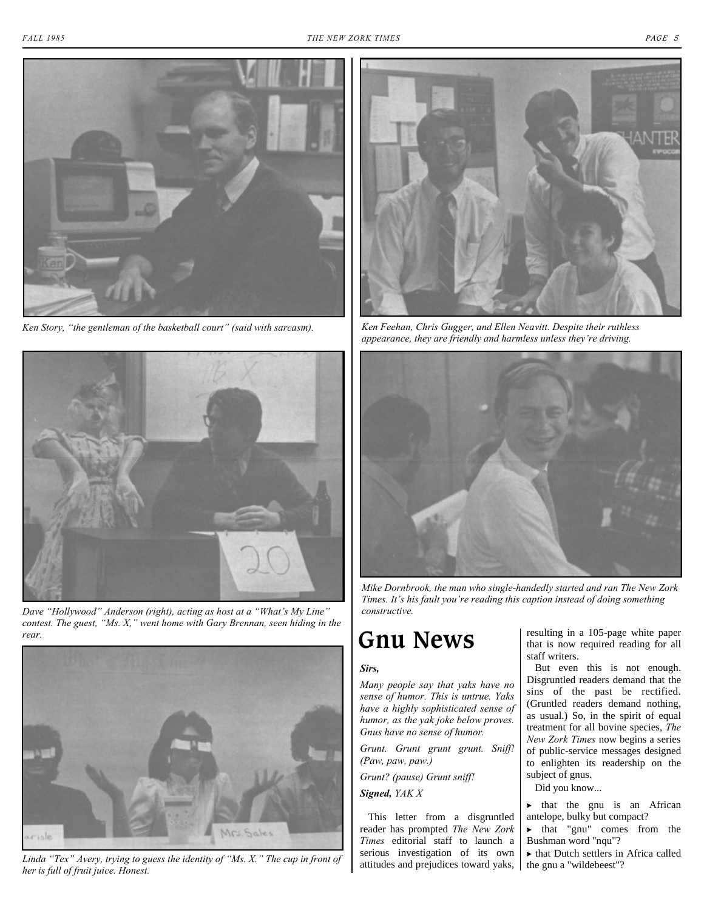*Ken Story, "the gentleman of the basketball court" (said with sarcasm).*

*Ken Feehan, Chris Gugger, and Ellen Neavitt. Despite their ruthless appearance, they are friendly and harmless unless they're driving.*

*Dave "Hollywood" Anderson (right), acting as host at a "What's My Line" contest. The guest, "Ms. X," went home with Gary Brennan, seen hiding in the rear.*

*Mike Dornbrook, the man who single-handedly started and ran The New Zork Times. It's his fault you're reading this caption instead of doing something constructive.*

*Linda "Tex" Avery, trying to guess the identity of "Ms. X." The cup in front of her is full of fruit juice. Honest.*

# Gnu News

***Sirs,***

*Many people say that yaks have no sense of humor. This is untrue. Yaks have a highly sophisticated sense of humor, as the yak joke below proves. Gnus have no sense of humor.*

*Grunt. Grunt grunt grunt. Sniff! (Paw, paw, paw.)*

*Grunt? (pause) Grunt sniff!*

***Signed,** YAK X*

This letter from a disgruntled reader has prompted *The New Zork Times* editorial staff to launch a serious investigation of its own attitudes and prejudices toward yaks, resulting in a 105-page white paper that is now required reading for all staff writers.

But even this is not enough. Disgruntled readers demand that the sins of the past be rectified. (Gruntled readers demand nothing, as usual.) So, in the spirit of equal treatment for all bovine species, *The New Zork Times* now begins a series of public-service messages designed to enlighten its readership on the subject of gnus.

Did you know...

- that the gnu is an African antelope, bulky but compact?
- that "gnu" comes from the Bushman word "nqu"?
- that Dutch settlers in Africa called the gnu a "wildebeest"?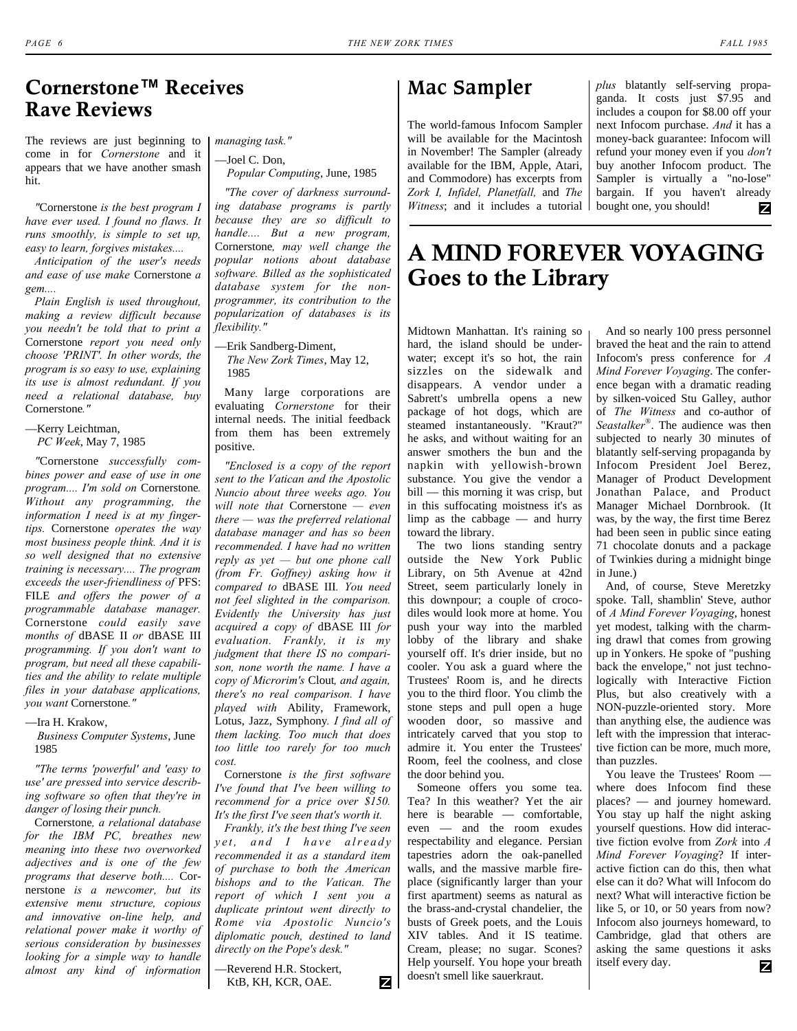## Cornerstone™ Receives Rave Reviews

The reviews are just beginning to come in for *Cornerstone* and it appears that we have another smash hit.

*"*Cornerstone *is the best program I have ever used. I found no flaws. It runs smoothly, is simple to set up, easy to learn, forgives mistakes....*

*Anticipation of the user's needs and ease of use make* Cornerstone *a gem....*

*Plain English is used throughout, making a review difficult because you needn't be told that to print a* Cornerstone *report you need only choose 'PRINT'. In other words, the program is so easy to use, explaining its use is almost redundant. If you need a relational database, buy* Cornerstone*."*

—Kerry Leichtman,
*PC Week*, May 7, 1985

*"*Cornerstone *successfully combines power and ease of use in one program.... I'm sold on* Cornerstone*. Without any programming, the information I need is at my fingertips.* Cornerstone *operates the way most business people think. And it is so well designed that no extensive training is necessary.... The program exceeds the user-friendliness of* PFS: FILE *and offers the power of a programmable database manager.* Cornerstone *could easily save months of* dBASE II *or* dBASE III *programming. If you don't want to program, but need all these capabilities and the ability to relate multiple files in your database applications, you want* Cornerstone*."*

—Ira H. Krakow,
*Business Computer Systems*, June 1985

*"The terms 'powerful' and 'easy to use' are pressed into service describing software so often that they're in danger of losing their punch.*

Cornerstone*, a relational database for the IBM PC, breathes new meaning into these two overworked adjectives and is one of the few programs that deserve both....* Cornerstone *is a newcomer, but its extensive menu structure, copious and innovative on-line help, and relational power make it worthy of serious consideration by businesses looking for a simple way to handle almost any kind of information managing task."*

—Joel C. Don,
*Popular Computing*, June, 1985

*"The cover of darkness surrounding database programs is partly because they are so difficult to handle.... But a new program,* Cornerstone*, may well change the popular notions about database software. Billed as the sophisticated database system for the non-programmer, its contribution to the popularization of databases is its flexibility."*

—Erik Sandberg-Diment,
*The New Zork Times*, May 12, 1985

Many large corporations are evaluating *Cornerstone* for their internal needs. The initial feedback from them has been extremely positive.

*"Enclosed is a copy of the report sent to the Vatican and the Apostolic Nuncio about three weeks ago. You will note that* Cornerstone *— even there — was the preferred relational database manager and has so been recommended. I have had no written reply as yet — but one phone call (from Fr. Goffney) asking how it compared to* dBASE III*. You need not feel slighted in the comparison. Evidently the University has just acquired a copy of* dBASE III *for evaluation. Frankly, it is my judgment that there IS no comparison, none worth the name. I have a copy of Microrim's* Clout*, and again, there's no real comparison. I have played with* Ability, Framework, Lotus, Jazz, Symphony*. I find all of them lacking. Too much that does too little too rarely for too much cost.*

Cornerstone *is the first software I've found that I've been willing to recommend for a price over $150. It's the first I've seen that's worth it.*

*Frankly, it's the best thing I've seen yet, and I have already recommended it as a standard item of purchase to both the American bishops and to the Vatican. The report of which I sent you a duplicate printout went directly to Rome via Apostolic Nuncio's diplomatic pouch, destined to land directly on the Pope's desk."*

—Reverend H.R. Stockert,
KtB, KH, KCR, OAE.

## Mac Sampler

The world-famous Infocom Sampler will be available for the Macintosh in November! The Sampler (already available for the IBM, Apple, Atari, and Commodore) has excerpts from *Zork I, Infidel, Planetfall,* and *The Witness*; and it includes a tutorial *plus* blatantly self-serving propaganda. It costs just $7.95 and includes a coupon for $8.00 off your next Infocom purchase. *And* it has a money-back guarantee: Infocom will refund your money even if you *don't* buy another Infocom product. The Sampler is virtually a "no-lose" bargain. If you haven't already bought one, you should!

## A MIND FOREVER VOYAGING Goes to the Library

Midtown Manhattan. It's raining so hard, the island should be underwater; except it's so hot, the rain sizzles on the sidewalk and disappears. A vendor under a Sabrett's umbrella opens a new package of hot dogs, which are steamed instantaneously. "Kraut?" he asks, and without waiting for an answer smothers the bun and the napkin with yellowish-brown substance. You give the vendor a bill — this morning it was crisp, but in this suffocating moistness it's as limp as the cabbage — and hurry toward the library.

The two lions standing sentry outside the New York Public Library, on 5th Avenue at 42nd Street, seem particularly lonely in this downpour; a couple of crocodiles would look more at home. You push your way into the marbled lobby of the library and shake yourself off. It's drier inside, but no cooler. You ask a guard where the Trustees' Room is, and he directs you to the third floor. You climb the stone steps and pull open a huge wooden door, so massive and intricately carved that you stop to admire it. You enter the Trustees' Room, feel the coolness, and close the door behind you.

Someone offers you some tea. Tea? In this weather? Yet the air here is bearable — comfortable, even — and the room exudes respectability and elegance. Persian tapestries adorn the oak-panelled walls, and the massive marble fireplace (significantly larger than your first apartment) seems as natural as the brass-and-crystal chandelier, the busts of Greek poets, and the Louis XIV tables. And it IS teatime. Cream, please; no sugar. Scones? Help yourself. You hope your breath doesn't smell like sauerkraut.

And so nearly 100 press personnel braved the heat and the rain to attend Infocom's press conference for *A Mind Forever Voyaging*. The conference began with a dramatic reading by silken-voiced Stu Galley, author of *The Witness* and co-author of *Seastalker*®. The audience was then subjected to nearly 30 minutes of blatantly self-serving propaganda by Infocom President Joel Berez, Manager of Product Development Jonathan Palace, and Product Manager Michael Dornbrook. (It was, by the way, the first time Berez had been seen in public since eating 71 chocolate donuts and a package of Twinkies during a midnight binge in June.)

And, of course, Steve Meretzky spoke. Tall, shamblin' Steve, author of *A Mind Forever Voyaging*, honest yet modest, talking with the charming drawl that comes from growing up in Yonkers. He spoke of "pushing back the envelope," not just technologically with Interactive Fiction Plus, but also creatively with a NON-puzzle-oriented story. More than anything else, the audience was left with the impression that interactive fiction can be more, much more, than puzzles.

You leave the Trustees' Room — where does Infocom find these places? — and journey homeward. You stay up half the night asking yourself questions. How did interactive fiction evolve from *Zork* into *A Mind Forever Voyaging*? If interactive fiction can do this, then what else can it do? What will Infocom do next? What will interactive fiction be like 5, or 10, or 50 years from now? Infocom also journeys homeward, to Cambridge, glad that others are asking the same questions it asks itself every day.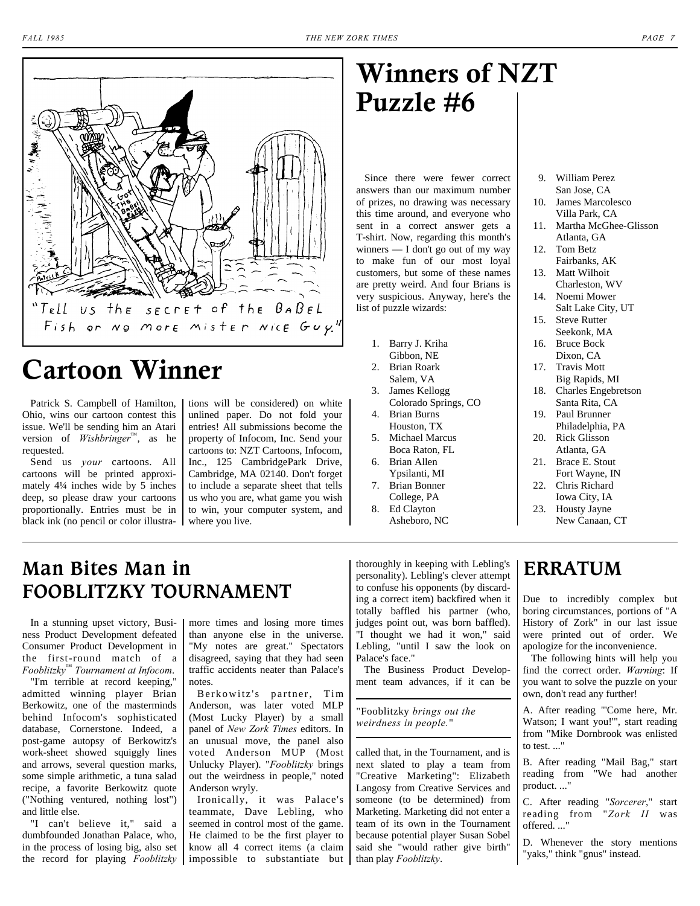"Tell us the secret of the Babel Fish or no more mister nice Guy."

# Cartoon Winner

Patrick S. Campbell of Hamilton, Ohio, wins our cartoon contest this issue. We'll be sending him an Atari version of *Wishbringer*™, as he requested.

Send us *your* cartoons. All cartoons will be printed approximately 4¼ inches wide by 5 inches deep, so please draw your cartoons proportionally. Entries must be in black ink (no pencil or color illustrations will be considered) on white unlined paper. Do not fold your entries! All submissions become the property of Infocom, Inc. Send your cartoons to: NZT Cartoons, Infocom, Inc., 125 CambridgePark Drive, Cambridge, MA 02140. Don't forget to include a separate sheet that tells us who you are, what game you wish to win, your computer system, and where you live.

# Winners of NZT Puzzle #6

Since there were fewer correct answers than our maximum number of prizes, no drawing was necessary this time around, and everyone who sent in a correct answer gets a T-shirt. Now, regarding this month's winners — I don't go out of my way to make fun of our most loyal customers, but some of these names are pretty weird. And four Brians is very suspicious. Anyway, here's the list of puzzle wizards:

1. Barry J. Kriha
   Gibbon, NE
2. Brian Roark
   Salem, VA
3. James Kellogg
   Colorado Springs, CO
4. Brian Burns
   Houston, TX
5. Michael Marcus
   Boca Raton, FL
6. Brian Allen
   Ypsilanti, MI
7. Brian Bonner
   College, PA
8. Ed Clayton
   Asheboro, NC
9. William Perez
   San Jose, CA
10. James Marcolesco
    Villa Park, CA
11. Martha McGhee-Glisson
    Atlanta, GA
12. Tom Betz
    Fairbanks, AK
13. Matt Wilhoit
    Charleston, WV
14. Noemi Mower
    Salt Lake City, UT
15. Steve Rutter
    Seekonk, MA
16. Bruce Bock
    Dixon, CA
17. Travis Mott
    Big Rapids, MI
18. Charles Engebretson
    Santa Rita, CA
19. Paul Brunner
    Philadelphia, PA
20. Rick Glisson
    Atlanta, GA
21. Brace E. Stout
    Fort Wayne, IN
22. Chris Richard
    Iowa City, IA
23. Housty Jayne
    New Canaan, CT

## Man Bites Man in FOOBLITZKY TOURNAMENT

In a stunning upset victory, Business Product Development defeated Consumer Product Development in the first-round match of a *Fooblitzky*™ *Tournament at Infocom.*

"I'm terrible at record keeping," admitted winning player Brian Berkowitz, one of the masterminds behind Infocom's sophisticated database, Cornerstone. Indeed, a post-game autopsy of Berkowitz's work-sheet showed squiggly lines and arrows, several question marks, some simple arithmetic, a tuna salad recipe, a favorite Berkowitz quote ("Nothing ventured, nothing lost") and little else.

"I can't believe it," said a dumbfounded Jonathan Palace, who, in the process of losing big, also set the record for playing *Fooblitzky* more times and losing more times than anyone else in the universe. "My notes are great." Spectators disagreed, saying that they had seen traffic accidents neater than Palace's notes.

Berkowitz's partner, Tim Anderson, was later voted MLP (Most Lucky Player) by a small panel of *New Zork Times* editors. In an unusual move, the panel also voted Anderson MUP (Most Unlucky Player). "*Fooblitzky* brings out the weirdness in people," noted Anderson wryly.

Ironically, it was Palace's teammate, Dave Lebling, who seemed in control most of the game. He claimed to be the first player to know all 4 correct items (a claim impossible to substantiate but thoroughly in keeping with Lebling's personality). Lebling's clever attempt to confuse his opponents (by discarding a correct item) backfired when it totally baffled his partner (who, judges point out, was born baffled). "I thought we had it won," said Lebling, "until I saw the look on Palace's face."

The Business Product Development team advances, if it can be called that, in the Tournament, and is next slated to play a team from "Creative Marketing": Elizabeth Langosy from Creative Services and someone (to be determined) from Marketing. Marketing did not enter a team of its own in the Tournament because potential player Susan Sobel said she "would rather give birth" than play *Fooblitzky*.

"*Fooblitzky brings out the weirdness in people.*"

## ERRATUM

Due to incredibly complex but boring circumstances, portions of "A History of Zork" in our last issue were printed out of order. We apologize for the inconvenience.

The following hints will help you find the correct order. *Warning*: If you want to solve the puzzle on your own, don't read any further!

A. After reading "'Come here, Mr. Watson; I want you!'", start reading from "Mike Dornbrook was enlisted to test. ..."

B. After reading "Mail Bag," start reading from "We had another product. ..."

C. After reading "*Sorcerer*," start reading from "*Zork II* was offered. ..."

D. Whenever the story mentions "yaks," think "gnus" instead.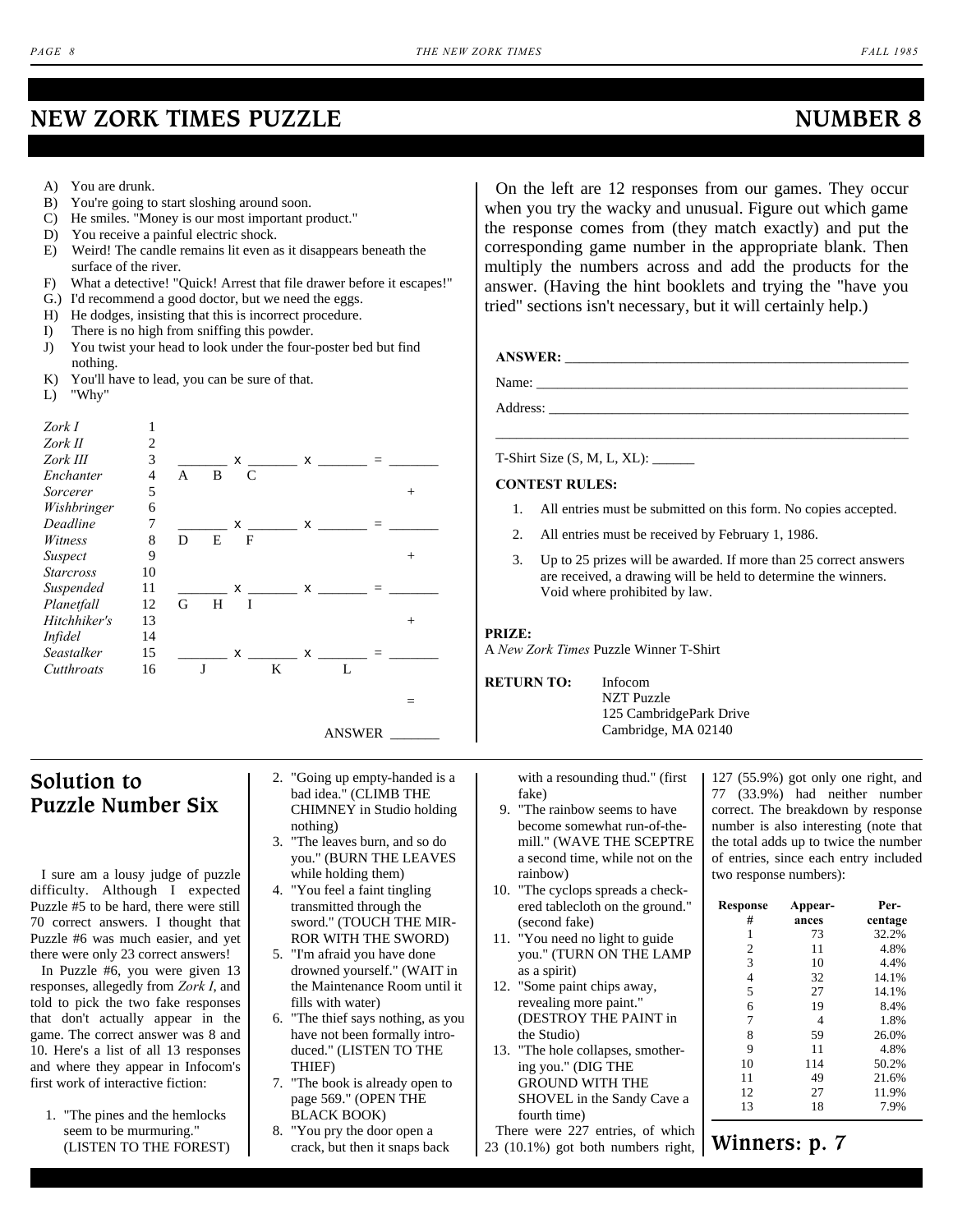# NEW ZORK TIMES PUZZLE NUMBER 8

A) You are drunk.
B) You're going to start sloshing around soon.
C) He smiles. "Money is our most important product."
D) You receive a painful electric shock.
E) Weird! The candle remains lit even as it disappears beneath the surface of the river.
F) What a detective! "Quick! Arrest that file drawer before it escapes!"
G.) I'd recommend a good doctor, but we need the eggs.
H) He dodges, insisting that this is incorrect procedure.
I) There is no high from sniffing this powder.
J) You twist your head to look under the four-poster bed but find nothing.
K) You'll have to lead, you can be sure of that.
L) "Why"

| | |
|---|---|
| *Zork I* | 1 |
| *Zork II* | 2 |
| *Zork III* | 3 |
| *Enchanter* | 4 |
| *Sorcerer* | 5 |
| *Wishbringer* | 6 |
| *Deadline* | 7 |
| *Witness* | 8 |
| *Suspect* | 9 |
| *Starcross* | 10 |
| *Suspended* | 11 |
| *Planetfall* | 12 |
| *Hitchhiker's* | 13 |
| *Infidel* | 14 |
| *Seastalker* | 15 |
| *Cutthroats* | 16 |

_______ x _______ x _______ = _______
A B C

+

_______ x _______ x _______ = _______
D E F

+

_______ x _______ x _______ = _______
G H I

+

_______ x _______ x _______ = _______
J K L

=

ANSWER _______

On the left are 12 responses from our games. They occur when you try the wacky and unusual. Figure out which game the response comes from (they match exactly) and put the corresponding game number in the appropriate blank. Then multiply the numbers across and add the products for the answer. (Having the hint booklets and trying the "have you tried" sections isn't necessary, but it will certainly help.)

**ANSWER:** ______________________________

Name: ______________________________

Address: ______________________________

______________________________

T-Shirt Size (S, M, L, XL): ______

**CONTEST RULES:**

1. All entries must be submitted on this form. No copies accepted.
2. All entries must be received by February 1, 1986.
3. Up to 25 prizes will be awarded. If more than 25 correct answers are received, a drawing will be held to determine the winners. Void where prohibited by law.

**PRIZE:**
A *New Zork Times* Puzzle Winner T-Shirt

**RETURN TO:** Infocom
NZT Puzzle
125 CambridgePark Drive
Cambridge, MA 02140

## Solution to Puzzle Number Six

I sure am a lousy judge of puzzle difficulty. Although I expected Puzzle #5 to be hard, there were still 70 correct answers. I thought that Puzzle #6 was much easier, and yet there were only 23 correct answers!

In Puzzle #6, you were given 13 responses, allegedly from *Zork I*, and told to pick the two fake responses that don't actually appear in the game. The correct answer was 8 and 10. Here's a list of all 13 responses and where they appear in Infocom's first work of interactive fiction:

1. "The pines and the hemlocks seem to be murmuring." (LISTEN TO THE FOREST)
2. "Going up empty-handed is a bad idea." (CLIMB THE CHIMNEY in Studio holding nothing)
3. "The leaves burn, and so do you." (BURN THE LEAVES while holding them)
4. "You feel a faint tingling transmitted through the sword." (TOUCH THE MIRROR WITH THE SWORD)
5. "I'm afraid you have done drowned yourself." (WAIT in the Maintenance Room until it fills with water)
6. "The thief says nothing, as you have not been formally introduced." (LISTEN TO THE THIEF)
7. "The book is already open to page 569." (OPEN THE BLACK BOOK)
8. "You pry the door open a crack, but then it snaps back with a resounding thud." (first fake)
9. "The rainbow seems to have become somewhat run-of-the-mill." (WAVE THE SCEPTRE a second time, while not on the rainbow)
10. "The cyclops spreads a checkered tablecloth on the ground." (second fake)
11. "You need no light to guide you." (TURN ON THE LAMP as a spirit)
12. "Some paint chips away, revealing more paint." (DESTROY THE PAINT in the Studio)
13. "The hole collapses, smothering you." (DIG THE GROUND WITH THE SHOVEL in the Sandy Cave a fourth time)

There were 227 entries, of which 23 (10.1%) got both numbers right, 127 (55.9%) got only one right, and 77 (33.9%) had neither number correct. The breakdown by response number is also interesting (note that the total adds up to twice the number of entries, since each entry included two response numbers):

| Response # | Appearances | Percentage |
|---|---|---|
| 1 | 73 | 32.2% |
| 2 | 11 | 4.8% |
| 3 | 10 | 4.4% |
| 4 | 32 | 14.1% |
| 5 | 27 | 14.1% |
| 6 | 19 | 8.4% |
| 7 | 4 | 1.8% |
| 8 | 59 | 26.0% |
| 9 | 11 | 4.8% |
| 10 | 114 | 50.2% |
| 11 | 49 | 21.6% |
| 12 | 27 | 11.9% |
| 13 | 18 | 7.9% |

## Winners: p. 7